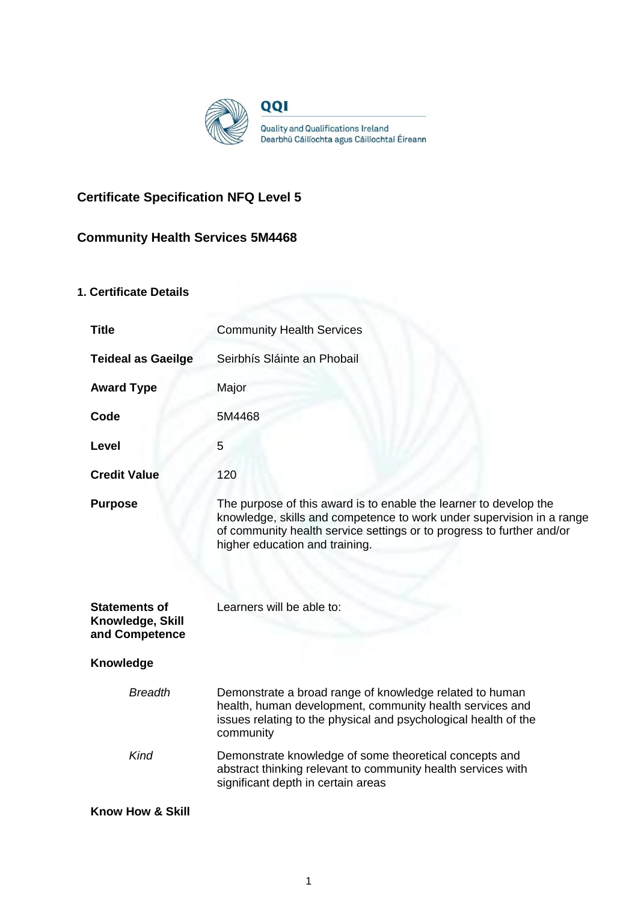QQI

Quality and Qualifications Ireland
Dearbhú Cáilíochta agus Cáilíochtaí Éireann

## Certificate Specification NFQ Level 5

## Community Health Services 5M4468

### 1. Certificate Details

| | |
|---|---|
| **Title** | Community Health Services |
| **Teideal as Gaeilge** | Seirbhís Sláinte an Phobail |
| **Award Type** | Major |
| **Code** | 5M4468 |
| **Level** | 5 |
| **Credit Value** | 120 |
| **Purpose** | The purpose of this award is to enable the learner to develop the knowledge, skills and competence to work under supervision in a range of community health service settings or to progress to further and/or higher education and training. |
| **Statements of Knowledge, Skill and Competence** | Learners will be able to: |
| **Knowledge** | |
| *Breadth* | Demonstrate a broad range of knowledge related to human health, human development, community health services and issues relating to the physical and psychological health of the community |
| *Kind* | Demonstrate knowledge of some theoretical concepts and abstract thinking relevant to community health services with significant depth in certain areas |
| **Know How & Skill** | |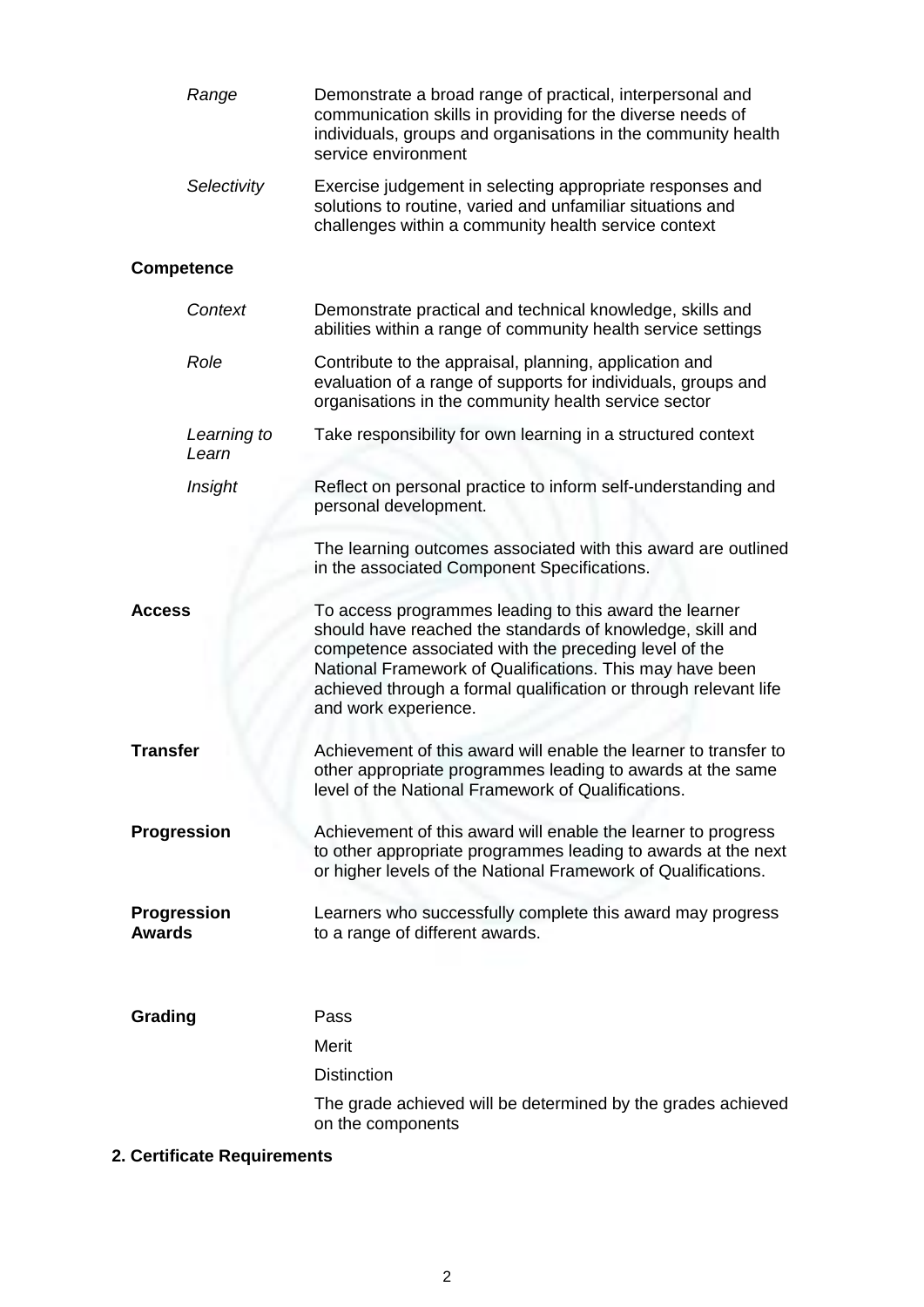| | |
|---|---|
| *Range* | Demonstrate a broad range of practical, interpersonal and communication skills in providing for the diverse needs of individuals, groups and organisations in the community health service environment |
| *Selectivity* | Exercise judgement in selecting appropriate responses and solutions to routine, varied and unfamiliar situations and challenges within a community health service context |

**Competence**

| | |
|---|---|
| *Context* | Demonstrate practical and technical knowledge, skills and abilities within a range of community health service settings |
| *Role* | Contribute to the appraisal, planning, application and evaluation of a range of supports for individuals, groups and organisations in the community health service sector |
| *Learning to Learn* | Take responsibility for own learning in a structured context |
| *Insight* | Reflect on personal practice to inform self-understanding and personal development. |

The learning outcomes associated with this award are outlined in the associated Component Specifications.

**Access**

To access programmes leading to this award the learner should have reached the standards of knowledge, skill and competence associated with the preceding level of the National Framework of Qualifications. This may have been achieved through a formal qualification or through relevant life and work experience.

**Transfer**

Achievement of this award will enable the learner to transfer to other appropriate programmes leading to awards at the same level of the National Framework of Qualifications.

**Progression**

Achievement of this award will enable the learner to progress to other appropriate programmes leading to awards at the next or higher levels of the National Framework of Qualifications.

**Progression Awards**

Learners who successfully complete this award may progress to a range of different awards.

**Grading**

Pass

Merit

Distinction

The grade achieved will be determined by the grades achieved on the components

## 2. Certificate Requirements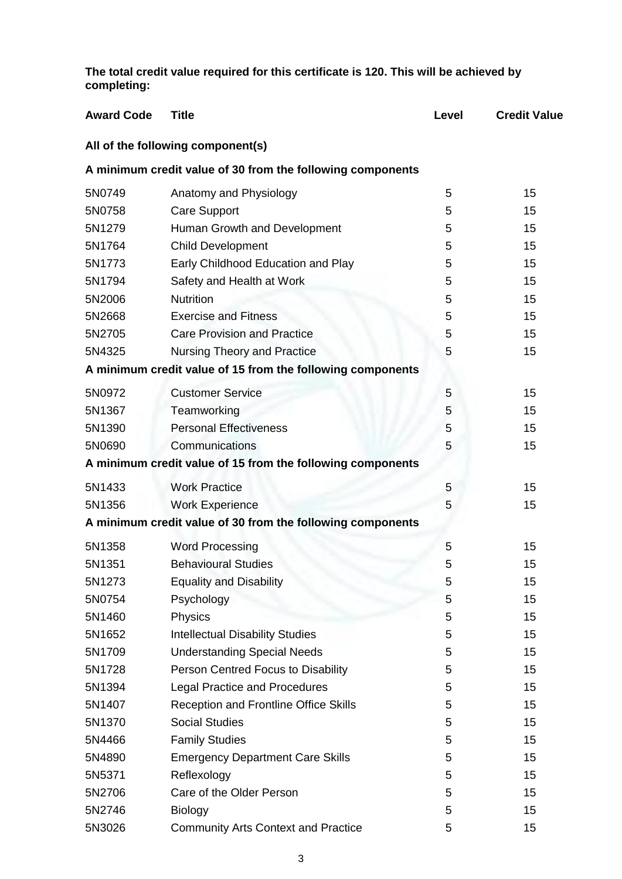**The total credit value required for this certificate is 120. This will be achieved by completing:**

| Award Code | Title | Level | Credit Value |
|---|---|---|---|
| **All of the following component(s)** | | | |
| **A minimum credit value of 30 from the following components** | | | |
| 5N0749 | Anatomy and Physiology | 5 | 15 |
| 5N0758 | Care Support | 5 | 15 |
| 5N1279 | Human Growth and Development | 5 | 15 |
| 5N1764 | Child Development | 5 | 15 |
| 5N1773 | Early Childhood Education and Play | 5 | 15 |
| 5N1794 | Safety and Health at Work | 5 | 15 |
| 5N2006 | Nutrition | 5 | 15 |
| 5N2668 | Exercise and Fitness | 5 | 15 |
| 5N2705 | Care Provision and Practice | 5 | 15 |
| 5N4325 | Nursing Theory and Practice | 5 | 15 |
| **A minimum credit value of 15 from the following components** | | | |
| 5N0972 | Customer Service | 5 | 15 |
| 5N1367 | Teamworking | 5 | 15 |
| 5N1390 | Personal Effectiveness | 5 | 15 |
| 5N0690 | Communications | 5 | 15 |
| **A minimum credit value of 15 from the following components** | | | |
| 5N1433 | Work Practice | 5 | 15 |
| 5N1356 | Work Experience | 5 | 15 |
| **A minimum credit value of 30 from the following components** | | | |
| 5N1358 | Word Processing | 5 | 15 |
| 5N1351 | Behavioural Studies | 5 | 15 |
| 5N1273 | Equality and Disability | 5 | 15 |
| 5N0754 | Psychology | 5 | 15 |
| 5N1460 | Physics | 5 | 15 |
| 5N1652 | Intellectual Disability Studies | 5 | 15 |
| 5N1709 | Understanding Special Needs | 5 | 15 |
| 5N1728 | Person Centred Focus to Disability | 5 | 15 |
| 5N1394 | Legal Practice and Procedures | 5 | 15 |
| 5N1407 | Reception and Frontline Office Skills | 5 | 15 |
| 5N1370 | Social Studies | 5 | 15 |
| 5N4466 | Family Studies | 5 | 15 |
| 5N4890 | Emergency Department Care Skills | 5 | 15 |
| 5N5371 | Reflexology | 5 | 15 |
| 5N2706 | Care of the Older Person | 5 | 15 |
| 5N2746 | Biology | 5 | 15 |
| 5N3026 | Community Arts Context and Practice | 5 | 15 |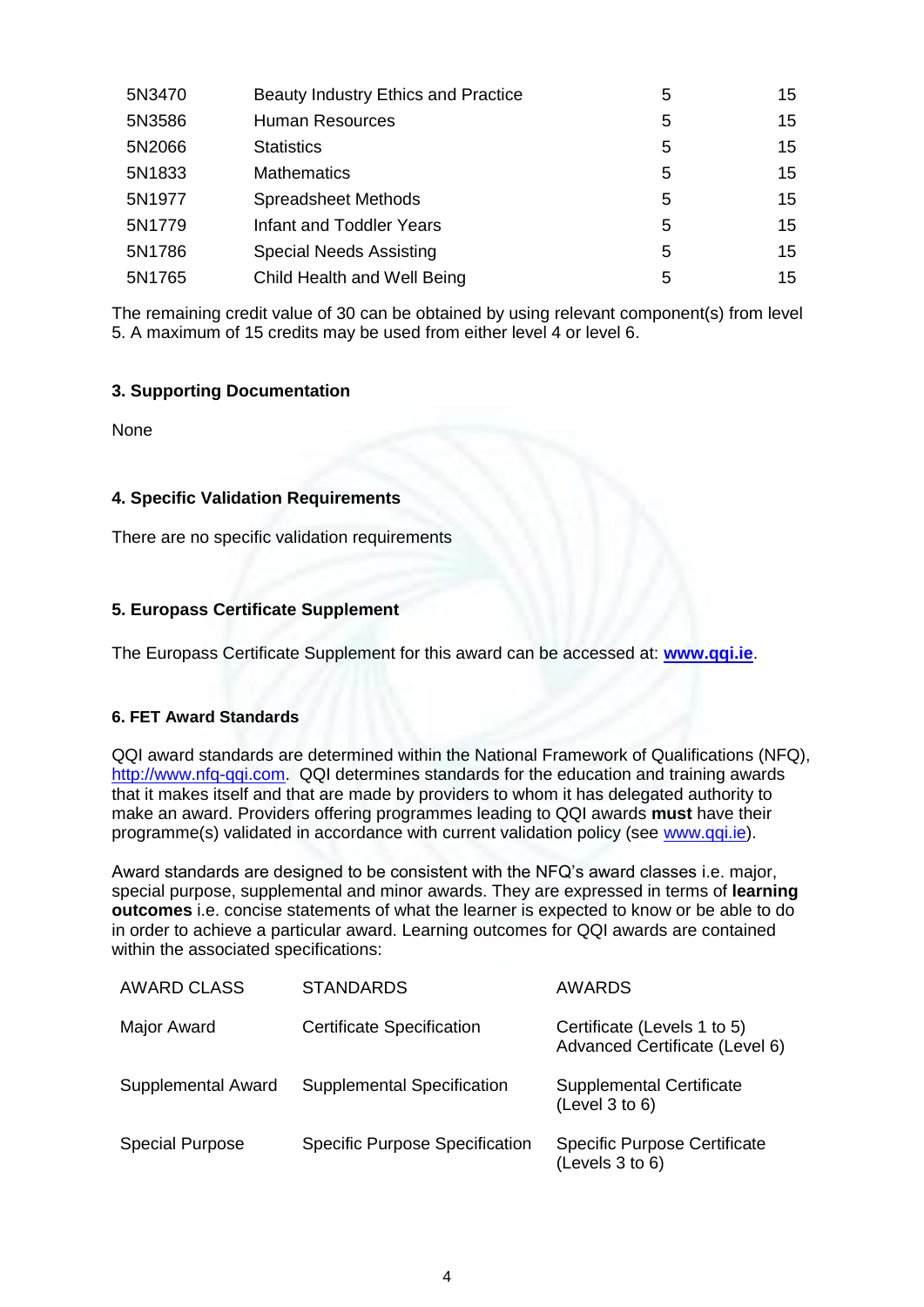| | | | |
|---|---|---|---|
| 5N3470 | Beauty Industry Ethics and Practice | 5 | 15 |
| 5N3586 | Human Resources | 5 | 15 |
| 5N2066 | Statistics | 5 | 15 |
| 5N1833 | Mathematics | 5 | 15 |
| 5N1977 | Spreadsheet Methods | 5 | 15 |
| 5N1779 | Infant and Toddler Years | 5 | 15 |
| 5N1786 | Special Needs Assisting | 5 | 15 |
| 5N1765 | Child Health and Well Being | 5 | 15 |

The remaining credit value of 30 can be obtained by using relevant component(s) from level 5. A maximum of 15 credits may be used from either level 4 or level 6.

### 3. Supporting Documentation

None

### 4. Specific Validation Requirements

There are no specific validation requirements

### 5. Europass Certificate Supplement

The Europass Certificate Supplement for this award can be accessed at: **www.qqi.ie**.

### 6. FET Award Standards

QQI award standards are determined within the National Framework of Qualifications (NFQ), http://www.nfq-qqi.com. QQI determines standards for the education and training awards that it makes itself and that are made by providers to whom it has delegated authority to make an award. Providers offering programmes leading to QQI awards **must** have their programme(s) validated in accordance with current validation policy (see www.qqi.ie).

Award standards are designed to be consistent with the NFQ's award classes i.e. major, special purpose, supplemental and minor awards. They are expressed in terms of **learning outcomes** i.e. concise statements of what the learner is expected to know or be able to do in order to achieve a particular award. Learning outcomes for QQI awards are contained within the associated specifications:

| AWARD CLASS | STANDARDS | AWARDS |
|---|---|---|
| Major Award | Certificate Specification | Certificate (Levels 1 to 5) Advanced Certificate (Level 6) |
| Supplemental Award | Supplemental Specification | Supplemental Certificate (Level 3 to 6) |
| Special Purpose | Specific Purpose Specification | Specific Purpose Certificate (Levels 3 to 6) |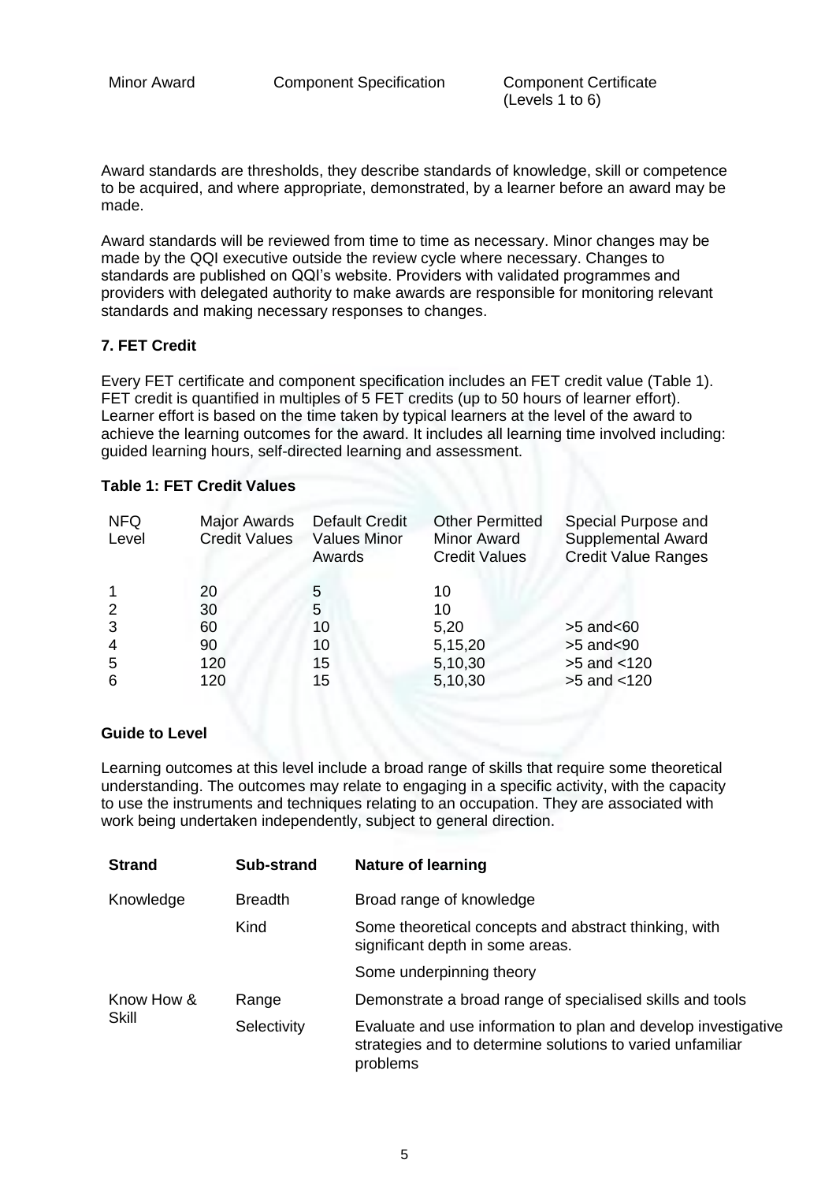| Minor Award | Component Specification | Component Certificate (Levels 1 to 6) |
|---|---|---|

Award standards are thresholds, they describe standards of knowledge, skill or competence to be acquired, and where appropriate, demonstrated, by a learner before an award may be made.

Award standards will be reviewed from time to time as necessary. Minor changes may be made by the QQI executive outside the review cycle where necessary. Changes to standards are published on QQI's website. Providers with validated programmes and providers with delegated authority to make awards are responsible for monitoring relevant standards and making necessary responses to changes.

### 7. FET Credit

Every FET certificate and component specification includes an FET credit value (Table 1). FET credit is quantified in multiples of 5 FET credits (up to 50 hours of learner effort). Learner effort is based on the time taken by typical learners at the level of the award to achieve the learning outcomes for the award. It includes all learning time involved including: guided learning hours, self-directed learning and assessment.

**Table 1: FET Credit Values**

| NFQ Level | Major Awards Credit Values | Default Credit Values Minor Awards | Other Permitted Minor Award Credit Values | Special Purpose and Supplemental Award Credit Value Ranges |
|---|---|---|---|---|
| 1 | 20 | 5 | 10 | |
| 2 | 30 | 5 | 10 | |
| 3 | 60 | 10 | 5,20 | >5 and<60 |
| 4 | 90 | 10 | 5,15,20 | >5 and<90 |
| 5 | 120 | 15 | 5,10,30 | >5 and <120 |
| 6 | 120 | 15 | 5,10,30 | >5 and <120 |

### Guide to Level

Learning outcomes at this level include a broad range of skills that require some theoretical understanding. The outcomes may relate to engaging in a specific activity, with the capacity to use the instruments and techniques relating to an occupation. They are associated with work being undertaken independently, subject to general direction.

| Strand | Sub-strand | Nature of learning |
|---|---|---|
| Knowledge | Breadth | Broad range of knowledge |
| | Kind | Some theoretical concepts and abstract thinking, with significant depth in some areas. |
| | | Some underpinning theory |
| Know How & Skill | Range | Demonstrate a broad range of specialised skills and tools |
| | Selectivity | Evaluate and use information to plan and develop investigative strategies and to determine solutions to varied unfamiliar problems |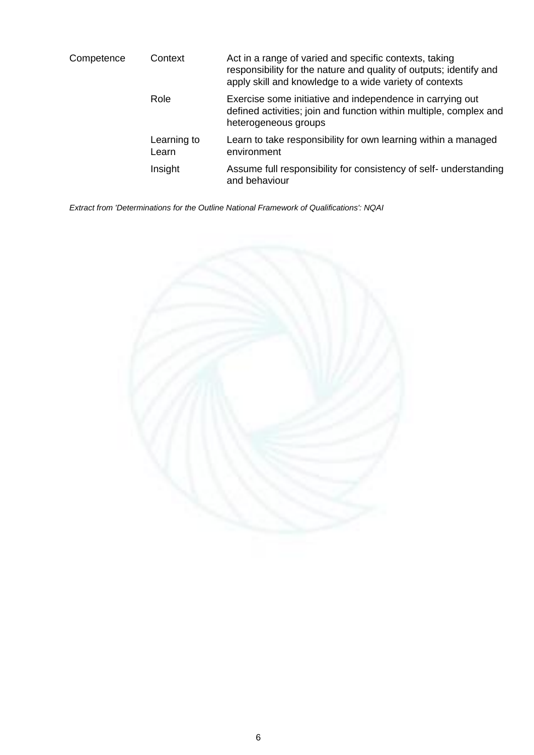| | | |
|---|---|---|
| Competence | Context | Act in a range of varied and specific contexts, taking responsibility for the nature and quality of outputs; identify and apply skill and knowledge to a wide variety of contexts |
| | Role | Exercise some initiative and independence in carrying out defined activities; join and function within multiple, complex and heterogeneous groups |
| | Learning to Learn | Learn to take responsibility for own learning within a managed environment |
| | Insight | Assume full responsibility for consistency of self- understanding and behaviour |

*Extract from 'Determinations for the Outline National Framework of Qualifications': NQAI*